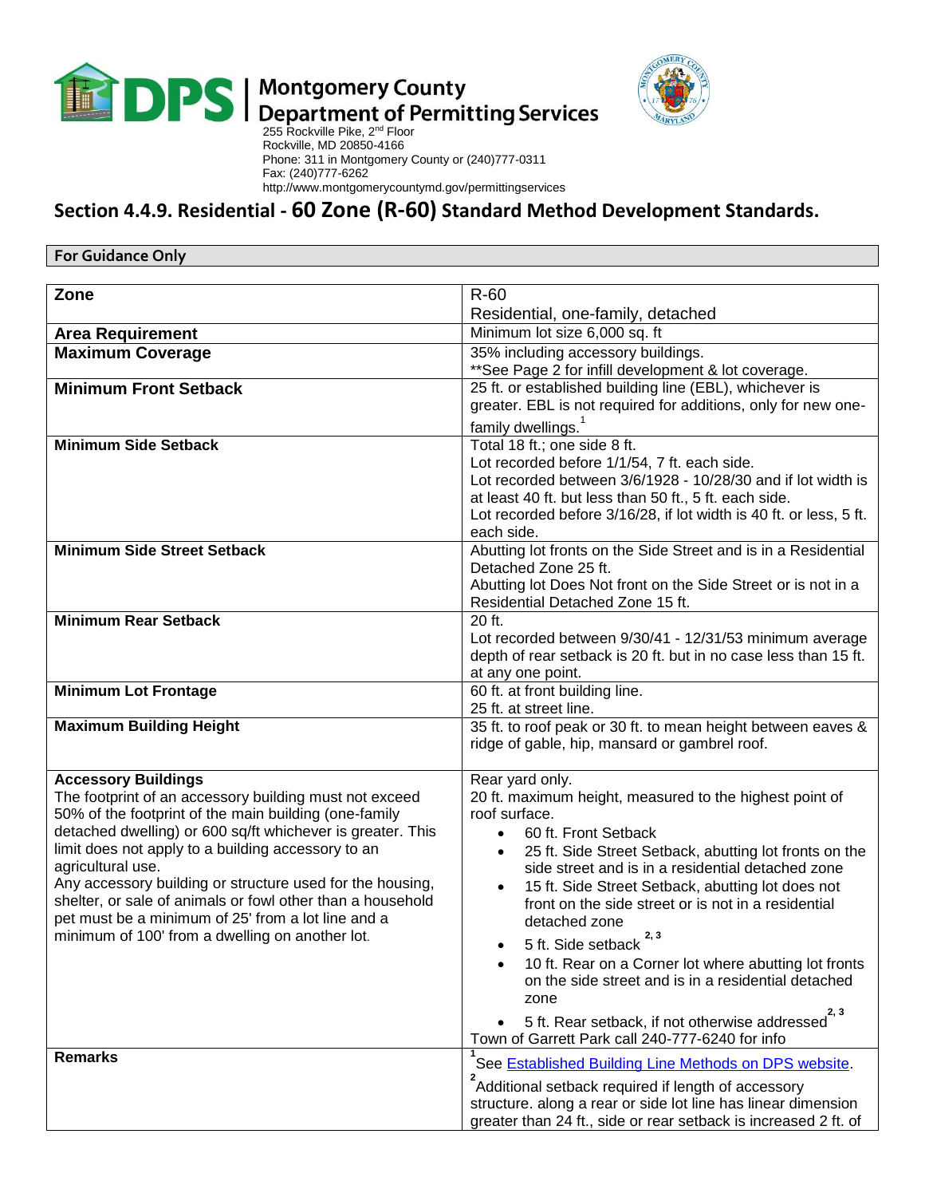**DPS | Montgomery County Department of Permitting Services**

255 Rockville Pike, 2nd Floor
Rockville, MD 20850-4166
Phone: 311 in Montgomery County or (240)777-0311
Fax: (240)777-6262
http://www.montgomerycountymd.gov/permittingservices

## Section 4.4.9. Residential - 60 Zone (R-60) Standard Method Development Standards.

**For Guidance Only**

| **Zone** | R-60<br>Residential, one-family, detached |
|---|---|
| **Area Requirement** | Minimum lot size 6,000 sq. ft |
| **Maximum Coverage** | 35% including accessory buildings.<br>**See Page 2 for infill development & lot coverage. |
| **Minimum Front Setback** | 25 ft. or established building line (EBL), whichever is greater. EBL is not required for additions, only for new one-family dwellings.[1] |
| **Minimum Side Setback** | Total 18 ft.; one side 8 ft.<br>Lot recorded before 1/1/54, 7 ft. each side.<br>Lot recorded between 3/6/1928 - 10/28/30 and if lot width is at least 40 ft. but less than 50 ft., 5 ft. each side.<br>Lot recorded before 3/16/28, if lot width is 40 ft. or less, 5 ft. each side. |
| **Minimum Side Street Setback** | Abutting lot fronts on the Side Street and is in a Residential Detached Zone 25 ft.<br>Abutting lot Does Not front on the Side Street or is not in a Residential Detached Zone 15 ft. |
| **Minimum Rear Setback** | 20 ft.<br>Lot recorded between 9/30/41 - 12/31/53 minimum average depth of rear setback is 20 ft. but in no case less than 15 ft. at any one point. |
| **Minimum Lot Frontage** | 60 ft. at front building line.<br>25 ft. at street line. |
| **Maximum Building Height** | 35 ft. to roof peak or 30 ft. to mean height between eaves & ridge of gable, hip, mansard or gambrel roof. |
| **Accessory Buildings**<br>The footprint of an accessory building must not exceed 50% of the footprint of the main building (one-family detached dwelling) or 600 sq/ft whichever is greater. This limit does not apply to a building accessory to an agricultural use.<br>Any accessory building or structure used for the housing, shelter, or sale of animals or fowl other than a household pet must be a minimum of 25' from a lot line and a minimum of 100' from a dwelling on another lot. | Rear yard only.<br>20 ft. maximum height, measured to the highest point of roof surface.<br>• 60 ft. Front Setback<br>• 25 ft. Side Street Setback, abutting lot fronts on the side street and is in a residential detached zone<br>• 15 ft. Side Street Setback, abutting lot does not front on the side street or is not in a residential detached zone<br>• 5 ft. Side setback [2, 3]<br>• 10 ft. Rear on a Corner lot where abutting lot fronts on the side street and is in a residential detached zone<br>• 5 ft. Rear setback, if not otherwise addressed [2, 3]<br>Town of Garrett Park call 240-777-6240 for info |
| **Remarks** | [1] See [Established Building Line Methods on DPS website](Established Building Line Methods on DPS website).<br>[2] Additional setback required if length of accessory structure. along a rear or side lot line has linear dimension greater than 24 ft., side or rear setback is increased 2 ft. of |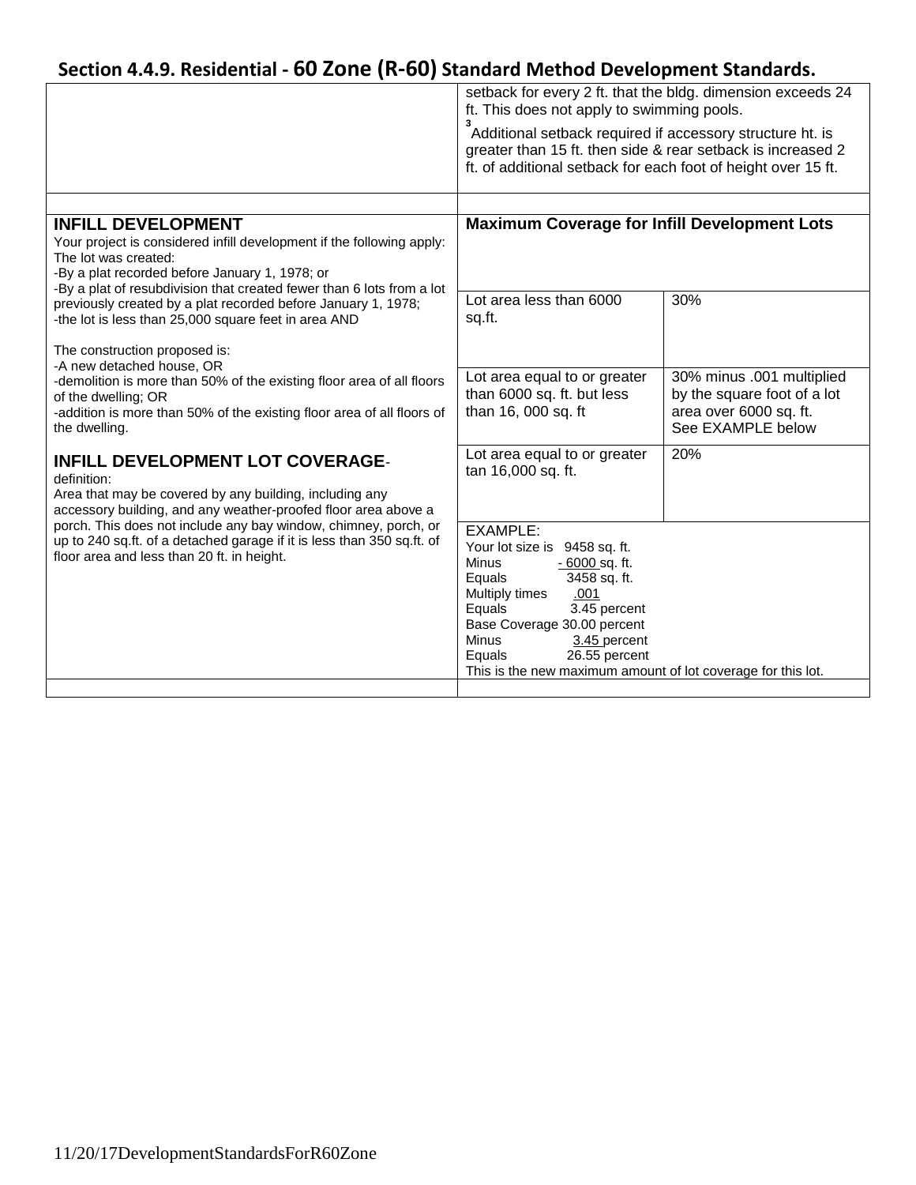## Section 4.4.9. Residential - 60 Zone (R-60) Standard Method Development Standards.

| | | |
|---|---|---|
| | setback for every 2 ft. that the bldg. dimension exceeds 24 ft. This does not apply to swimming pools.<br>[3]Additional setback required if accessory structure ht. is greater than 15 ft. then side & rear setback is increased 2 ft. of additional setback for each foot of height over 15 ft. | |
| | | |
| **INFILL DEVELOPMENT**<br>Your project is considered infill development if the following apply:<br>The lot was created:<br>-By a plat recorded before January 1, 1978; or<br>-By a plat of resubdivision that created fewer than 6 lots from a lot previously created by a plat recorded before January 1, 1978;<br>-the lot is less than 25,000 square feet in area AND<br><br>The construction proposed is:<br>-A new detached house, OR<br>-demolition is more than 50% of the existing floor area of all floors of the dwelling; OR<br>-addition is more than 50% of the existing floor area of all floors of the dwelling.<br><br>**INFILL DEVELOPMENT LOT COVERAGE**-<br>definition:<br>Area that may be covered by any building, including any accessory building, and any weather-proofed floor area above a porch. This does not include any bay window, chimney, porch, or up to 240 sq.ft. of a detached garage if it is less than 350 sq.ft. of floor area and less than 20 ft. in height. | **Maximum Coverage for Infill Development Lots** | |
| | Lot area less than 6000 sq.ft. | 30% |
| | Lot area equal to or greater than 6000 sq. ft. but less than 16, 000 sq. ft | 30% minus .001 multiplied by the square foot of a lot area over 6000 sq. ft. See EXAMPLE below |
| | Lot area equal to or greater tan 16,000 sq. ft. | 20% |
| | EXAMPLE:<br>Your lot size is 9458 sq. ft.<br>Minus - 6000 sq. ft.<br>Equals 3458 sq. ft.<br>Multiply times .001<br>Equals 3.45 percent<br>Base Coverage 30.00 percent<br>Minus 3.45 percent<br>Equals 26.55 percent<br>This is the new maximum amount of lot coverage for this lot. | |
| | | |

11/20/17DevelopmentStandardsForR60Zone